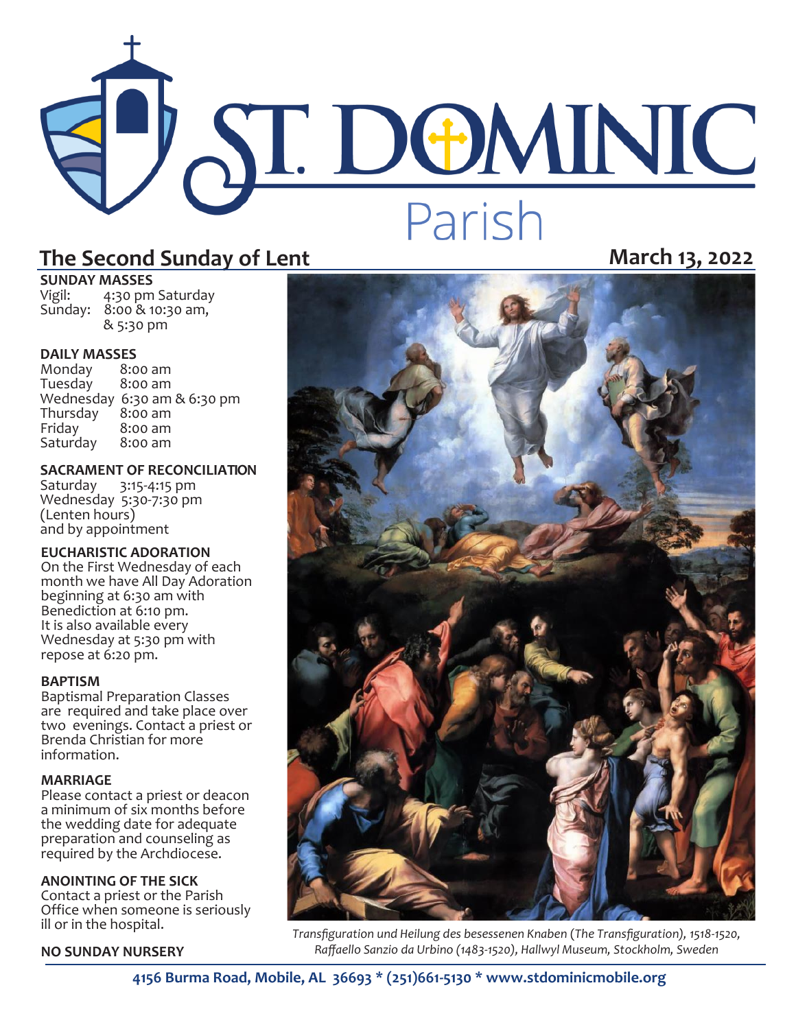# ST. DOMINIC Parish

## The Second Sunday of Lent

**March 13, 2022**

### SUNDAY MASSES

Vigil: 4:30 pm Saturday
Sunday: 8:00 & 10:30 am, & 5:30 pm

### DAILY MASSES

Monday 8:00 am
Tuesday 8:00 am
Wednesday 6:30 am & 6:30 pm
Thursday 8:00 am
Friday 8:00 am
Saturday 8:00 am

### SACRAMENT OF RECONCILIATION

Saturday 3:15-4:15 pm
Wednesday 5:30-7:30 pm (Lenten hours)
and by appointment

### EUCHARISTIC ADORATION

On the First Wednesday of each month we have All Day Adoration beginning at 6:30 am with Benediction at 6:10 pm. It is also available every Wednesday at 5:30 pm with repose at 6:20 pm.

### BAPTISM

Baptismal Preparation Classes are required and take place over two evenings. Contact a priest or Brenda Christian for more information.

### MARRIAGE

Please contact a priest or deacon a minimum of six months before the wedding date for adequate preparation and counseling as required by the Archdiocese.

### ANOINTING OF THE SICK

Contact a priest or the Parish Office when someone is seriously ill or in the hospital.

### NO SUNDAY NURSERY

*Transfiguration und Heilung des besessenen Knaben (The Transfiguration), 1518-1520, Raffaello Sanzio da Urbino (1483-1520), Hallwyl Museum, Stockholm, Sweden*

**4156 Burma Road, Mobile, AL 36693 * (251)661-5130 * www.stdominicmobile.org**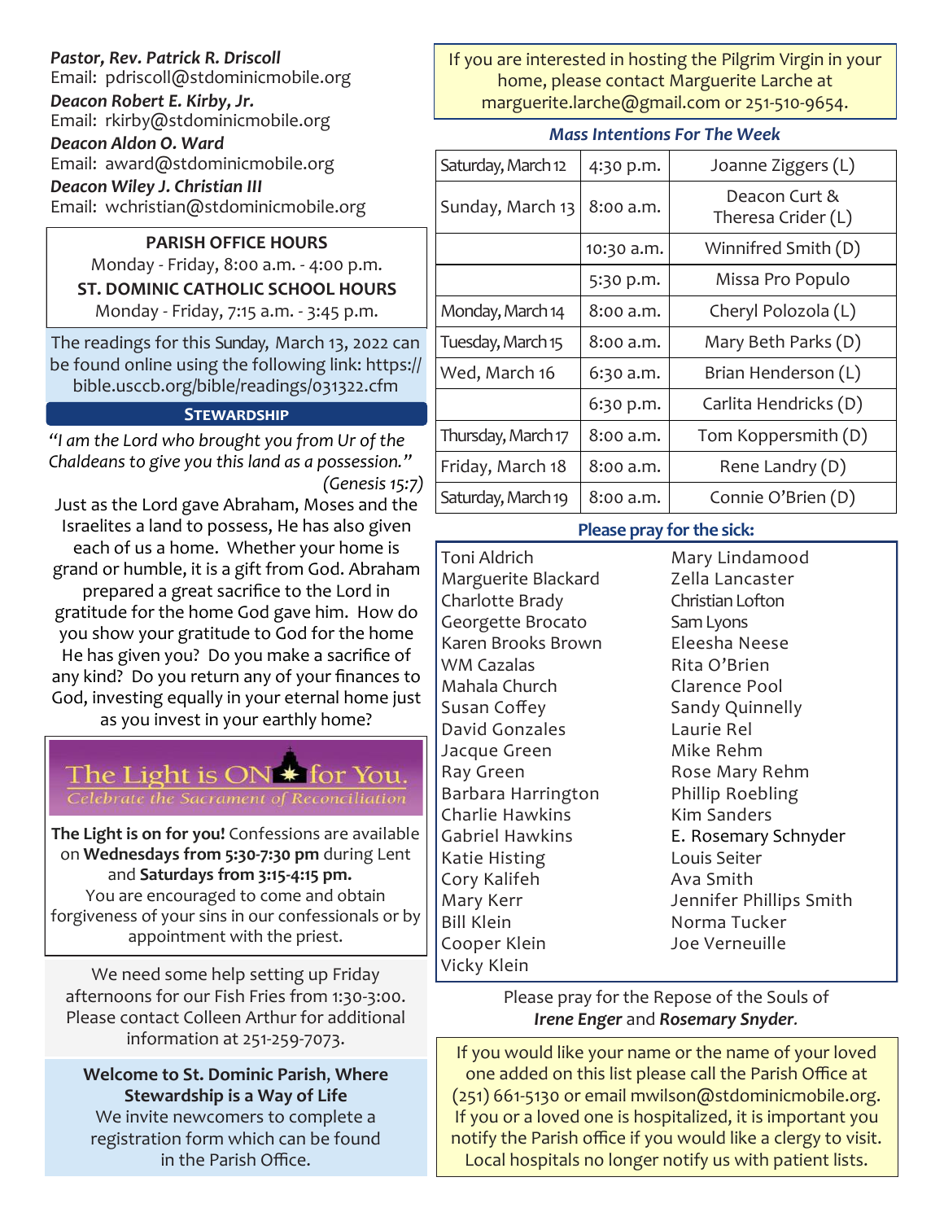***Pastor, Rev. Patrick R. Driscoll***
Email: pdriscoll@stdominicmobile.org

***Deacon Robert E. Kirby, Jr.***
Email: rkirby@stdominicmobile.org

***Deacon Aldon O. Ward***
Email: award@stdominicmobile.org

***Deacon Wiley J. Christian III***
Email: wchristian@stdominicmobile.org

**PARISH OFFICE HOURS**
Monday - Friday, 8:00 a.m. - 4:00 p.m.

**ST. DOMINIC CATHOLIC SCHOOL HOURS**
Monday - Friday, 7:15 a.m. - 3:45 p.m.

The readings for this Sunday, March 13, 2022 can be found online using the following link: https://bible.usccb.org/bible/readings/031322.cfm

## Stewardship

*"I am the Lord who brought you from Ur of the Chaldeans to give you this land as a possession."* *(Genesis 15:7)*

Just as the Lord gave Abraham, Moses and the Israelites a land to possess, He has also given each of us a home. Whether your home is grand or humble, it is a gift from God. Abraham prepared a great sacrifice to the Lord in gratitude for the home God gave him. How do you show your gratitude to God for the home He has given you? Do you make a sacrifice of any kind? Do you return any of your finances to God, investing equally in your eternal home just as you invest in your earthly home?

**The Light is ON for You.**
*Celebrate the Sacrament of Reconciliation*

**The Light is on for you!** Confessions are available on **Wednesdays from 5:30-7:30 pm** during Lent and **Saturdays from 3:15-4:15 pm.** You are encouraged to come and obtain forgiveness of your sins in our confessionals or by appointment with the priest.

We need some help setting up Friday afternoons for our Fish Fries from 1:30-3:00. Please contact Colleen Arthur for additional information at 251-259-7073.

**Welcome to St. Dominic Parish, Where Stewardship is a Way of Life**
We invite newcomers to complete a registration form which can be found in the Parish Office.

If you are interested in hosting the Pilgrim Virgin in your home, please contact Marguerite Larche at marguerite.larche@gmail.com or 251-510-9654.

### *Mass Intentions For The Week*

| | | |
|---|---|---|
| Saturday, March 12 | 4:30 p.m. | Joanne Ziggers (L) |
| Sunday, March 13 | 8:00 a.m. | Deacon Curt & Theresa Crider (L) |
| | 10:30 a.m. | Winnifred Smith (D) |
| | 5:30 p.m. | Missa Pro Populo |
| Monday, March 14 | 8:00 a.m. | Cheryl Polozola (L) |
| Tuesday, March 15 | 8:00 a.m. | Mary Beth Parks (D) |
| Wed, March 16 | 6:30 a.m. | Brian Henderson (L) |
| | 6:30 p.m. | Carlita Hendricks (D) |
| Thursday, March 17 | 8:00 a.m. | Tom Koppersmith (D) |
| Friday, March 18 | 8:00 a.m. | Rene Landry (D) |
| Saturday, March 19 | 8:00 a.m. | Connie O'Brien (D) |

### Please pray for the sick:

Toni Aldrich
Marguerite Blackard
Charlotte Brady
Georgette Brocato
Karen Brooks Brown
WM Cazalas
Mahala Church
Susan Coffey
David Gonzales
Jacque Green
Ray Green
Barbara Harrington
Charlie Hawkins
Gabriel Hawkins
Katie Histing
Cory Kalifeh
Mary Kerr
Bill Klein
Cooper Klein
Vicky Klein
Mary Lindamood
Zella Lancaster
Christian Lofton
Sam Lyons
Eleesha Neese
Rita O'Brien
Clarence Pool
Sandy Quinnelly
Laurie Rel
Mike Rehm
Rose Mary Rehm
Phillip Roebling
Kim Sanders
E. Rosemary Schnyder
Louis Seiter
Ava Smith
Jennifer Phillips Smith
Norma Tucker
Joe Verneuille

Please pray for the Repose of the Souls of ***Irene Enger*** and ***Rosemary Snyder***.

If you would like your name or the name of your loved one added on this list please call the Parish Office at (251) 661-5130 or email mwilson@stdominicmobile.org. If you or a loved one is hospitalized, it is important you notify the Parish office if you would like a clergy to visit. Local hospitals no longer notify us with patient lists.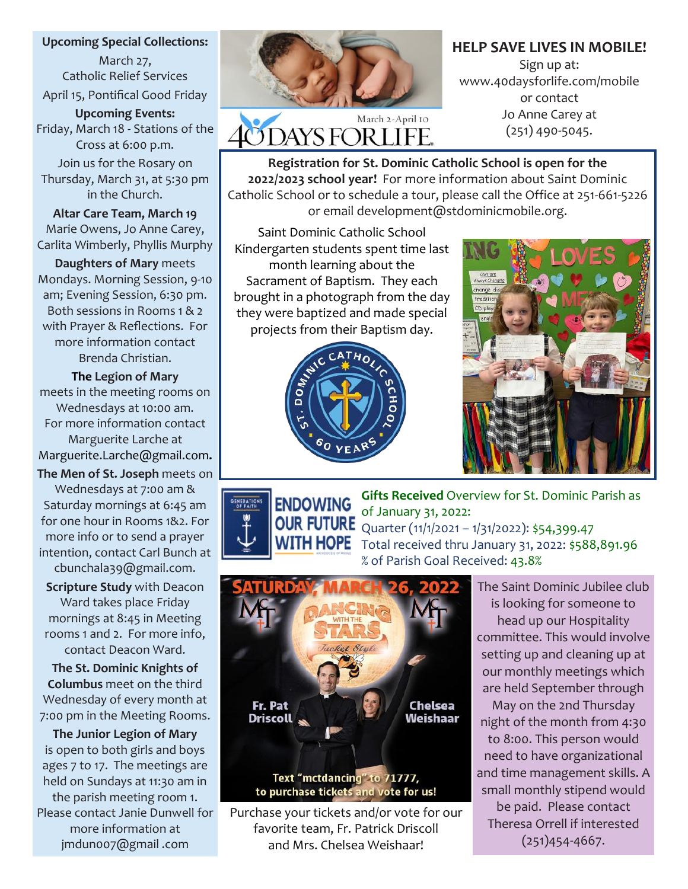**Upcoming Special Collections:**

March 27, Catholic Relief Services

April 15, Pontifical Good Friday

**Upcoming Events:**

Friday, March 18 - Stations of the Cross at 6:00 p.m.

Join us for the Rosary on Thursday, March 31, at 5:30 pm in the Church.

**Altar Care Team, March 19**

Marie Owens, Jo Anne Carey, Carlita Wimberly, Phyllis Murphy

**Daughters of Mary** meets Mondays. Morning Session, 9-10 am; Evening Session, 6:30 pm. Both sessions in Rooms 1 & 2 with Prayer & Reflections. For more information contact Brenda Christian.

**The Legion of Mary** meets in the meeting rooms on Wednesdays at 10:00 am. For more information contact Marguerite Larche at Marguerite.Larche@gmail.com.

**The Men of St. Joseph** meets on Wednesdays at 7:00 am & Saturday mornings at 6:45 am for one hour in Rooms 1&2. For more info or to send a prayer intention, contact Carl Bunch at cbunchala39@gmail.com.

**Scripture Study** with Deacon Ward takes place Friday mornings at 8:45 in Meeting rooms 1 and 2. For more info, contact Deacon Ward.

**The St. Dominic Knights of Columbus** meet on the third Wednesday of every month at 7:00 pm in the Meeting Rooms.

**The Junior Legion of Mary** is open to both girls and boys ages 7 to 17. The meetings are held on Sundays at 11:30 am in the parish meeting room 1. Please contact Janie Dunwell for more information at jmdun007@gmail .com

40 DAYS FOR LIFE. March 2-April 10

## HELP SAVE LIVES IN MOBILE!

Sign up at: www.40daysforlife.com/mobile or contact Jo Anne Carey at (251) 490-5045.

**Registration for St. Dominic Catholic School is open for the 2022/2023 school year!** For more information about Saint Dominic Catholic School or to schedule a tour, please call the Office at 251-661-5226 or email development@stdominicmobile.org.

Saint Dominic Catholic School Kindergarten students spent time last month learning about the Sacrament of Baptism. They each brought in a photograph from the day they were baptized and made special projects from their Baptism day.

ENDOWING OUR FUTURE WITH HOPE

**Gifts Received** Overview for St. Dominic Parish as of January 31, 2022:

Quarter (11/1/2021 – 1/31/2022): $54,399.47

Total received thru January 31, 2022: $588,891.96

% of Parish Goal Received: 43.8%

SATURDAY, MARCH 26, 2022

DANCING WITH THE STARS — Jacket Style

Fr. Pat Driscoll — Chelsea Weishaar

Text "mctdancing" to 71777, to purchase tickets and vote for us!

Purchase your tickets and/or vote for our favorite team, Fr. Patrick Driscoll and Mrs. Chelsea Weishaar!

The Saint Dominic Jubilee club is looking for someone to head up our Hospitality committee. This would involve setting up and cleaning up at our monthly meetings which are held September through May on the 2nd Thursday night of the month from 4:30 to 8:00. This person would need to have organizational and time management skills. A small monthly stipend would be paid. Please contact Theresa Orrell if interested (251)454-4667.